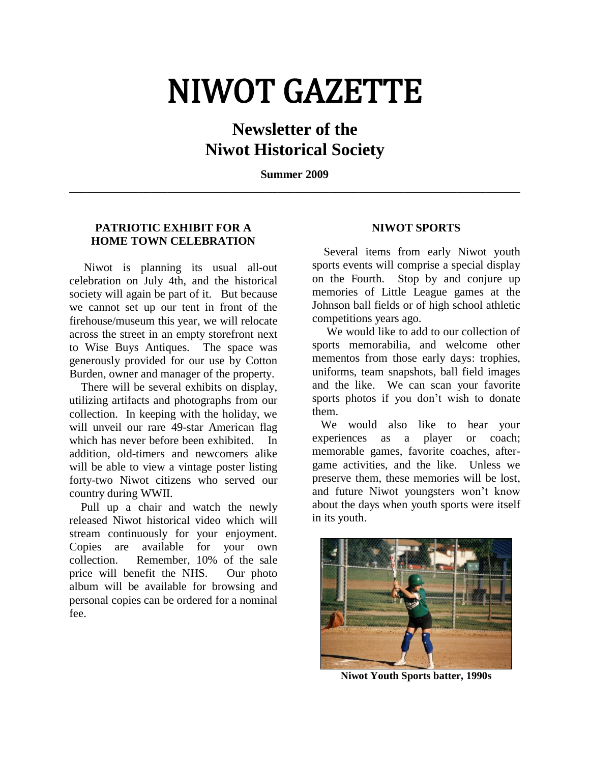# NIWOT GAZETTE

## Newsletter of the Niwot Historical Society

**Summer 2009**

---

### PATRIOTIC EXHIBIT FOR A HOME TOWN CELEBRATION

Niwot is planning its usual all-out celebration on July 4th, and the historical society will again be part of it. But because we cannot set up our tent in front of the firehouse/museum this year, we will relocate across the street in an empty storefront next to Wise Buys Antiques. The space was generously provided for our use by Cotton Burden, owner and manager of the property.

There will be several exhibits on display, utilizing artifacts and photographs from our collection. In keeping with the holiday, we will unveil our rare 49-star American flag which has never before been exhibited. In addition, old-timers and newcomers alike will be able to view a vintage poster listing forty-two Niwot citizens who served our country during WWII.

Pull up a chair and watch the newly released Niwot historical video which will stream continuously for your enjoyment. Copies are available for your own collection. Remember, 10% of the sale price will benefit the NHS. Our photo album will be available for browsing and personal copies can be ordered for a nominal fee.

### NIWOT SPORTS

Several items from early Niwot youth sports events will comprise a special display on the Fourth. Stop by and conjure up memories of Little League games at the Johnson ball fields or of high school athletic competitions years ago.

We would like to add to our collection of sports memorabilia, and welcome other mementos from those early days: trophies, uniforms, team snapshots, ball field images and the like. We can scan your favorite sports photos if you don't wish to donate them.

We would also like to hear your experiences as a player or coach; memorable games, favorite coaches, after-game activities, and the like. Unless we preserve them, these memories will be lost, and future Niwot youngsters won't know about the days when youth sports were itself in its youth.

**Niwot Youth Sports batter, 1990s**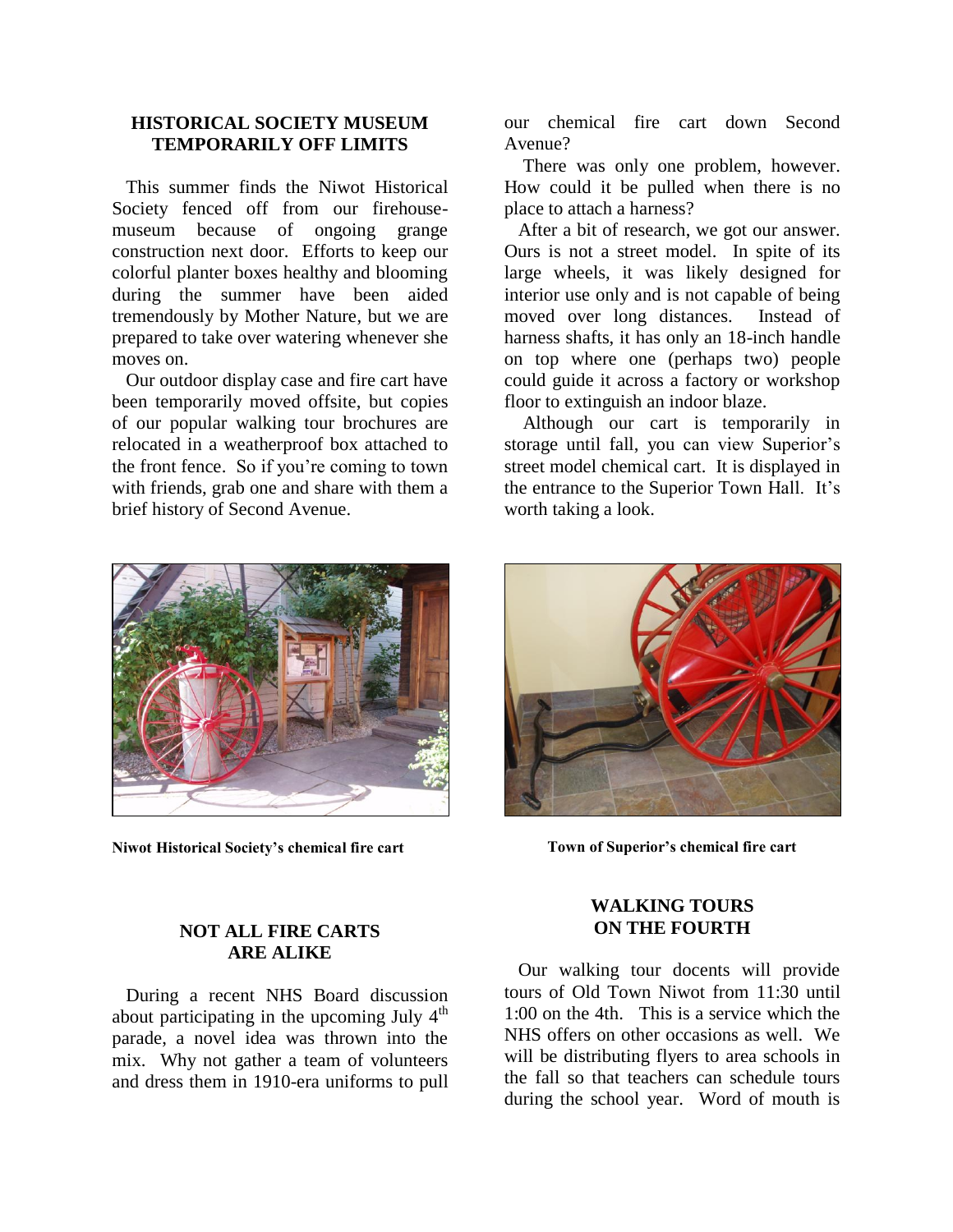## HISTORICAL SOCIETY MUSEUM TEMPORARILY OFF LIMITS

This summer finds the Niwot Historical Society fenced off from our firehouse-museum because of ongoing grange construction next door. Efforts to keep our colorful planter boxes healthy and blooming during the summer have been aided tremendously by Mother Nature, but we are prepared to take over watering whenever she moves on.

Our outdoor display case and fire cart have been temporarily moved offsite, but copies of our popular walking tour brochures are relocated in a weatherproof box attached to the front fence. So if you're coming to town with friends, grab one and share with them a brief history of Second Avenue.

**Niwot Historical Society's chemical fire cart**

**Town of Superior's chemical fire cart**

## NOT ALL FIRE CARTS ARE ALIKE

During a recent NHS Board discussion about participating in the upcoming July 4th parade, a novel idea was thrown into the mix. Why not gather a team of volunteers and dress them in 1910-era uniforms to pull our chemical fire cart down Second Avenue?

There was only one problem, however. How could it be pulled when there is no place to attach a harness?

After a bit of research, we got our answer. Ours is not a street model. In spite of its large wheels, it was likely designed for interior use only and is not capable of being moved over long distances. Instead of harness shafts, it has only an 18-inch handle on top where one (perhaps two) people could guide it across a factory or workshop floor to extinguish an indoor blaze.

Although our cart is temporarily in storage until fall, you can view Superior's street model chemical cart. It is displayed in the entrance to the Superior Town Hall. It's worth taking a look.

## WALKING TOURS ON THE FOURTH

Our walking tour docents will provide tours of Old Town Niwot from 11:30 until 1:00 on the 4th. This is a service which the NHS offers on other occasions as well. We will be distributing flyers to area schools in the fall so that teachers can schedule tours during the school year. Word of mouth is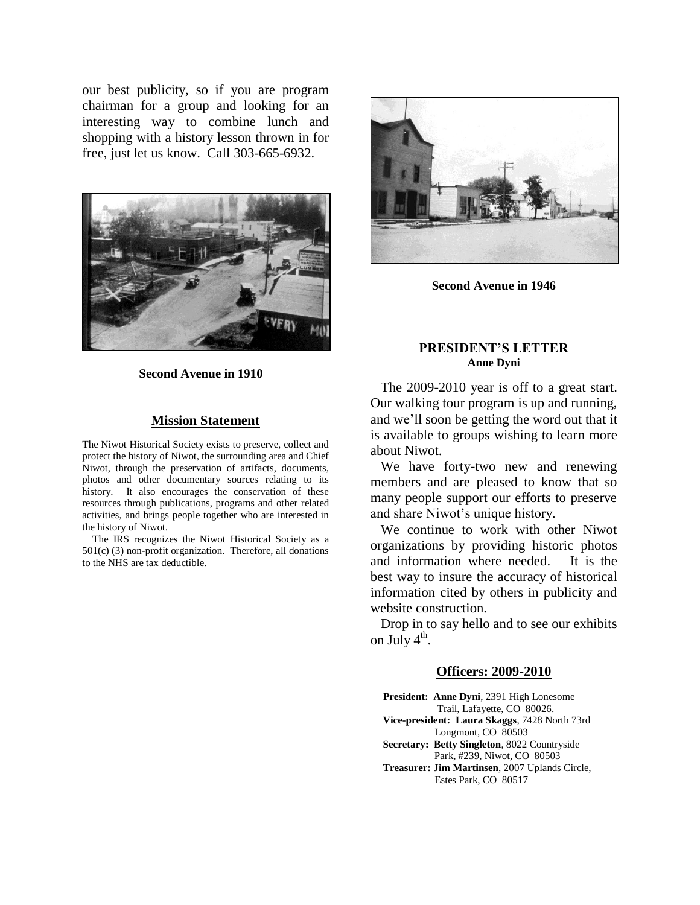our best publicity, so if you are program chairman for a group and looking for an interesting way to combine lunch and shopping with a history lesson thrown in for free, just let us know. Call 303-665-6932.

**Second Avenue in 1910**

## Mission Statement

The Niwot Historical Society exists to preserve, collect and protect the history of Niwot, the surrounding area and Chief Niwot, through the preservation of artifacts, documents, photos and other documentary sources relating to its history. It also encourages the conservation of these resources through publications, programs and other related activities, and brings people together who are interested in the history of Niwot.

The IRS recognizes the Niwot Historical Society as a 501(c) (3) non-profit organization. Therefore, all donations to the NHS are tax deductible.

**Second Avenue in 1946**

## PRESIDENT'S LETTER

**Anne Dyni**

The 2009-2010 year is off to a great start. Our walking tour program is up and running, and we'll soon be getting the word out that it is available to groups wishing to learn more about Niwot.

We have forty-two new and renewing members and are pleased to know that so many people support our efforts to preserve and share Niwot's unique history.

We continue to work with other Niwot organizations by providing historic photos and information where needed. It is the best way to insure the accuracy of historical information cited by others in publicity and website construction.

Drop in to say hello and to see our exhibits on July 4th.

## Officers: 2009-2010

**President: Anne Dyni**, 2391 High Lonesome Trail, Lafayette, CO 80026.
**Vice-president: Laura Skaggs**, 7428 North 73rd Longmont, CO 80503
**Secretary: Betty Singleton**, 8022 Countryside Park, #239, Niwot, CO 80503
**Treasurer: Jim Martinsen**, 2007 Uplands Circle, Estes Park, CO 80517